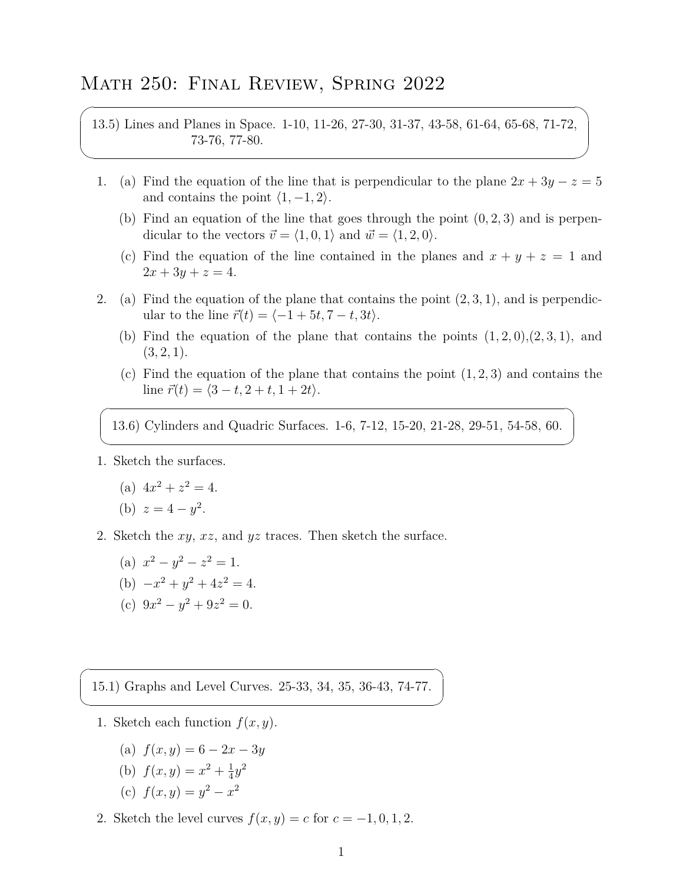# Math 250: Final Review, Spring 2022

13.5) Lines and Planes in Space. 1-10, 11-26, 27-30, 31-37, 43-58, 61-64, 65-68, 71-72, 73-76, 77-80.

1. (a) Find the equation of the line that is perpendicular to the plane $2x + 3y - z = 5$ and contains the point $\langle 1, -1, 2 \rangle$.

   (b) Find an equation of the line that goes through the point $(0, 2, 3)$ and is perpendicular to the vectors $\vec{v} = \langle 1, 0, 1 \rangle$ and $\vec{w} = \langle 1, 2, 0 \rangle$.

   (c) Find the equation of the line contained in the planes and $x + y + z = 1$ and $2x + 3y + z = 4$.

2. (a) Find the equation of the plane that contains the point $(2, 3, 1)$, and is perpendicular to the line $\vec{r}(t) = \langle -1 + 5t, 7 - t, 3t \rangle$.

   (b) Find the equation of the plane that contains the points $(1, 2, 0)$,$(2, 3, 1)$, and $(3, 2, 1)$.

   (c) Find the equation of the plane that contains the point $(1, 2, 3)$ and contains the line $\vec{r}(t) = \langle 3 - t, 2 + t, 1 + 2t \rangle$.

13.6) Cylinders and Quadric Surfaces. 1-6, 7-12, 15-20, 21-28, 29-51, 54-58, 60.

1. Sketch the surfaces.

   (a) $4x^2 + z^2 = 4$.

   (b) $z = 4 - y^2$.

2. Sketch the $xy$, $xz$, and $yz$ traces. Then sketch the surface.

   (a) $x^2 - y^2 - z^2 = 1$.

   (b) $-x^2 + y^2 + 4z^2 = 4$.

   (c) $9x^2 - y^2 + 9z^2 = 0$.

15.1) Graphs and Level Curves. 25-33, 34, 35, 36-43, 74-77.

1. Sketch each function $f(x, y)$.

   (a) $f(x, y) = 6 - 2x - 3y$

   (b) $f(x, y) = x^2 + \frac{1}{4}y^2$

   (c) $f(x, y) = y^2 - x^2$

2. Sketch the level curves $f(x, y) = c$ for $c = -1, 0, 1, 2$.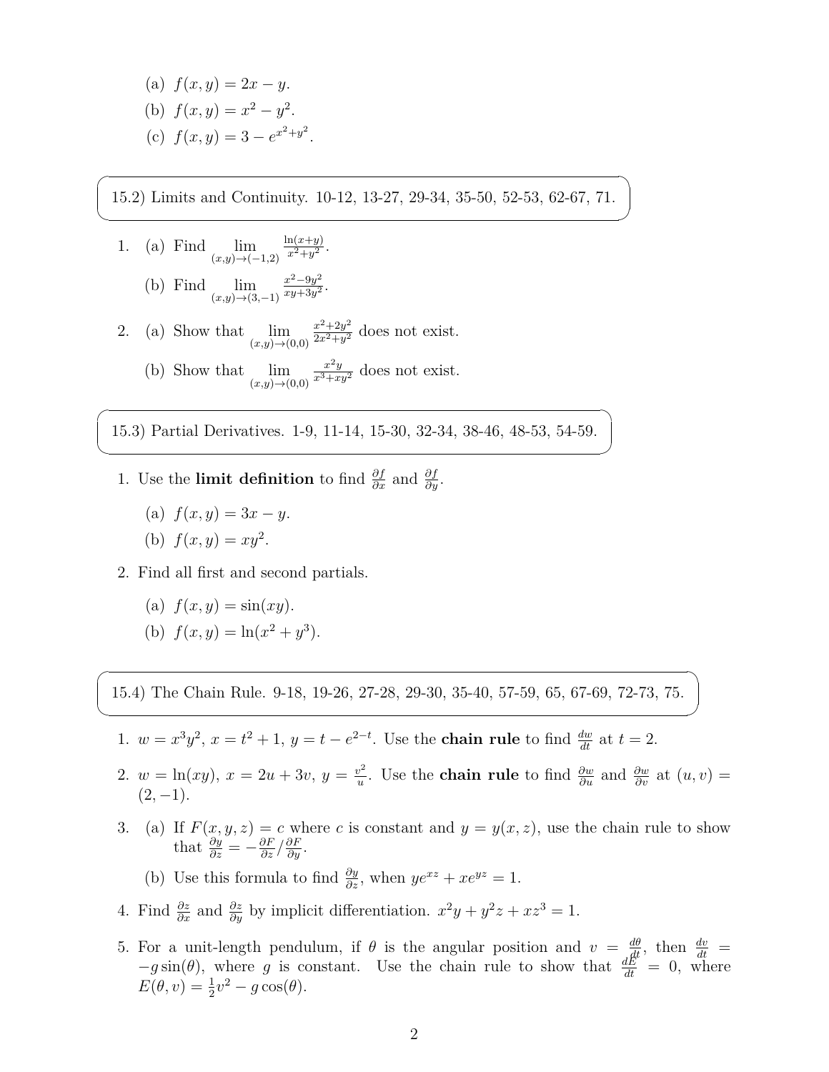(a) $f(x,y) = 2x - y$.

(b) $f(x,y) = x^2 - y^2$.

(c) $f(x,y) = 3 - e^{x^2+y^2}$.

## 15.2) Limits and Continuity. 10-12, 13-27, 29-34, 35-50, 52-53, 62-67, 71.

1. (a) Find $\lim_{(x,y)\to(-1,2)} \frac{\ln(x+y)}{x^2+y^2}$.

   (b) Find $\lim_{(x,y)\to(3,-1)} \frac{x^2-9y^2}{xy+3y^2}$.

2. (a) Show that $\lim_{(x,y)\to(0,0)} \frac{x^2+2y^2}{2x^2+y^2}$ does not exist.

   (b) Show that $\lim_{(x,y)\to(0,0)} \frac{x^2 y}{x^3+xy^2}$ does not exist.

## 15.3) Partial Derivatives. 1-9, 11-14, 15-30, 32-34, 38-46, 48-53, 54-59.

1. Use the **limit definition** to find $\frac{\partial f}{\partial x}$ and $\frac{\partial f}{\partial y}$.

   (a) $f(x,y) = 3x - y$.

   (b) $f(x,y) = xy^2$.

2. Find all first and second partials.

   (a) $f(x,y) = \sin(xy)$.

   (b) $f(x,y) = \ln(x^2 + y^3)$.

## 15.4) The Chain Rule. 9-18, 19-26, 27-28, 29-30, 35-40, 57-59, 65, 67-69, 72-73, 75.

1. $w = x^3y^2$, $x = t^2 + 1$, $y = t - e^{2-t}$. Use the **chain rule** to find $\frac{dw}{dt}$ at $t = 2$.

2. $w = \ln(xy)$, $x = 2u + 3v$, $y = \frac{v^2}{u}$. Use the **chain rule** to find $\frac{\partial w}{\partial u}$ and $\frac{\partial w}{\partial v}$ at $(u,v) = (2,-1)$.

3. (a) If $F(x,y,z) = c$ where $c$ is constant and $y = y(x,z)$, use the chain rule to show that $\frac{\partial y}{\partial z} = -\frac{\partial F}{\partial z} / \frac{\partial F}{\partial y}$.

   (b) Use this formula to find $\frac{\partial y}{\partial z}$, when $ye^{xz} + xe^{yz} = 1$.

4. Find $\frac{\partial z}{\partial x}$ and $\frac{\partial z}{\partial y}$ by implicit differentiation. $x^2y + y^2z + xz^3 = 1$.

5. For a unit-length pendulum, if $\theta$ is the angular position and $v = \frac{d\theta}{dt}$, then $\frac{dv}{dt} = -g\sin(\theta)$, where $g$ is constant. Use the chain rule to show that $\frac{dE}{dt} = 0$, where $E(\theta, v) = \frac{1}{2}v^2 - g\cos(\theta)$.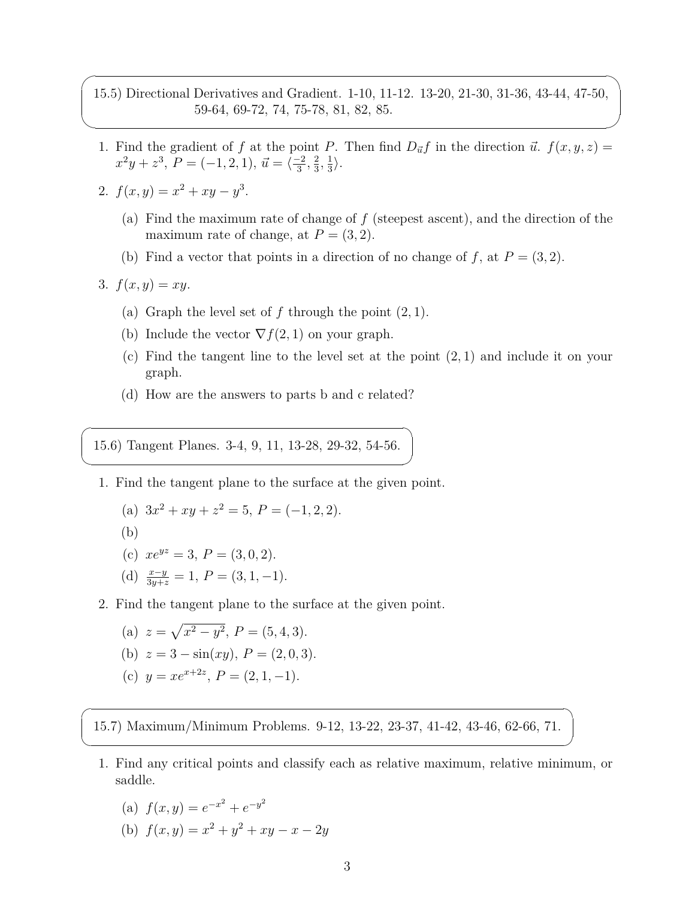15.5) Directional Derivatives and Gradient. 1-10, 11-12. 13-20, 21-30, 31-36, 43-44, 47-50, 59-64, 69-72, 74, 75-78, 81, 82, 85.

1. Find the gradient of $f$ at the point $P$. Then find $D_{\vec{u}}f$ in the direction $\vec{u}$. $f(x, y, z) = x^2y + z^3$, $P = (-1, 2, 1)$, $\vec{u} = \langle \frac{-2}{3}, \frac{2}{3}, \frac{1}{3} \rangle$.

2. $f(x, y) = x^2 + xy - y^3$.

   (a) Find the maximum rate of change of $f$ (steepest ascent), and the direction of the maximum rate of change, at $P = (3, 2)$.

   (b) Find a vector that points in a direction of no change of $f$, at $P = (3, 2)$.

3. $f(x, y) = xy$.

   (a) Graph the level set of $f$ through the point $(2, 1)$.

   (b) Include the vector $\nabla f(2, 1)$ on your graph.

   (c) Find the tangent line to the level set at the point $(2, 1)$ and include it on your graph.

   (d) How are the answers to parts b and c related?

15.6) Tangent Planes. 3-4, 9, 11, 13-28, 29-32, 54-56.

1. Find the tangent plane to the surface at the given point.

   (a) $3x^2 + xy + z^2 = 5$, $P = (-1, 2, 2)$.

   (b)

   (c) $xe^{yz} = 3$, $P = (3, 0, 2)$.

   (d) $\frac{x-y}{3y+z} = 1$, $P = (3, 1, -1)$.

2. Find the tangent plane to the surface at the given point.

   (a) $z = \sqrt{x^2 - y^2}$, $P = (5, 4, 3)$.

   (b) $z = 3 - \sin(xy)$, $P = (2, 0, 3)$.

   (c) $y = xe^{x+2z}$, $P = (2, 1, -1)$.

15.7) Maximum/Minimum Problems. 9-12, 13-22, 23-37, 41-42, 43-46, 62-66, 71.

1. Find any critical points and classify each as relative maximum, relative minimum, or saddle.

   (a) $f(x, y) = e^{-x^2} + e^{-y^2}$

   (b) $f(x, y) = x^2 + y^2 + xy - x - 2y$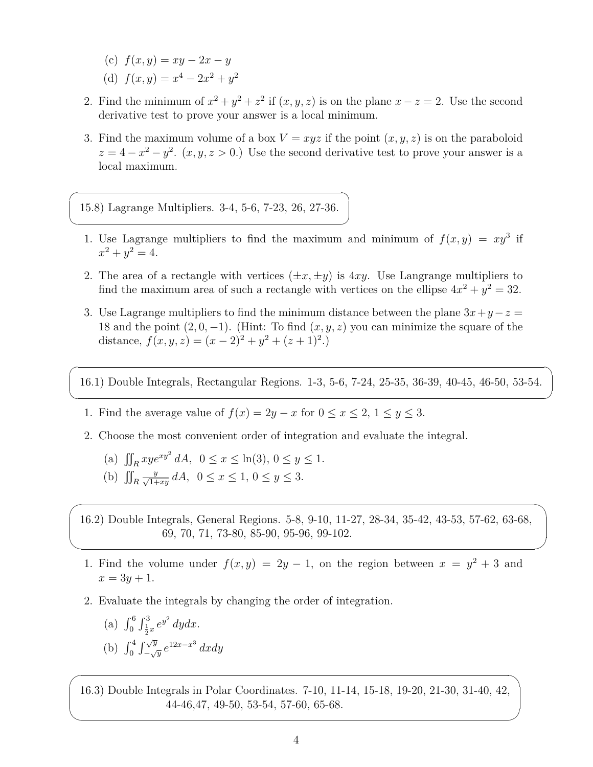(c) $f(x, y) = xy - 2x - y$

(d) $f(x, y) = x^4 - 2x^2 + y^2$

2. Find the minimum of $x^2 + y^2 + z^2$ if $(x, y, z)$ is on the plane $x - z = 2$. Use the second derivative test to prove your answer is a local minimum.

3. Find the maximum volume of a box $V = xyz$ if the point $(x, y, z)$ is on the paraboloid $z = 4 - x^2 - y^2$. $(x, y, z > 0.)$ Use the second derivative test to prove your answer is a local maximum.

## 15.8) Lagrange Multipliers. 3-4, 5-6, 7-23, 26, 27-36.

1. Use Lagrange multipliers to find the maximum and minimum of $f(x, y) = xy^3$ if $x^2 + y^2 = 4$.

2. The area of a rectangle with vertices $(\pm x, \pm y)$ is $4xy$. Use Langrange multipliers to find the maximum area of such a rectangle with vertices on the ellipse $4x^2 + y^2 = 32$.

3. Use Lagrange multipliers to find the minimum distance between the plane $3x + y - z = 18$ and the point $(2, 0, -1)$. (Hint: To find $(x, y, z)$ you can minimize the square of the distance, $f(x, y, z) = (x - 2)^2 + y^2 + (z + 1)^2$.)

## 16.1) Double Integrals, Rectangular Regions. 1-3, 5-6, 7-24, 25-35, 36-39, 40-45, 46-50, 53-54.

1. Find the average value of $f(x) = 2y - x$ for $0 \le x \le 2$, $1 \le y \le 3$.

2. Choose the most convenient order of integration and evaluate the integral.

   (a) $\iint_R xye^{xy^2}\, dA,\ \ 0 \le x \le \ln(3),\ 0 \le y \le 1.$

   (b) $\iint_R \frac{y}{\sqrt{1+xy}}\, dA,\ \ 0 \le x \le 1,\ 0 \le y \le 3.$

## 16.2) Double Integrals, General Regions. 5-8, 9-10, 11-27, 28-34, 35-42, 43-53, 57-62, 63-68, 69, 70, 71, 73-80, 85-90, 95-96, 99-102.

1. Find the volume under $f(x, y) = 2y - 1$, on the region between $x = y^2 + 3$ and $x = 3y + 1$.

2. Evaluate the integrals by changing the order of integration.

   (a) $\int_0^6 \int_{\frac{1}{2}x}^3 e^{y^2}\, dy dx.$

   (b) $\int_0^4 \int_{-\sqrt{y}}^{\sqrt{y}} e^{12x - x^3}\, dx dy$

## 16.3) Double Integrals in Polar Coordinates. 7-10, 11-14, 15-18, 19-20, 21-30, 31-40, 42, 44-46,47, 49-50, 53-54, 57-60, 65-68.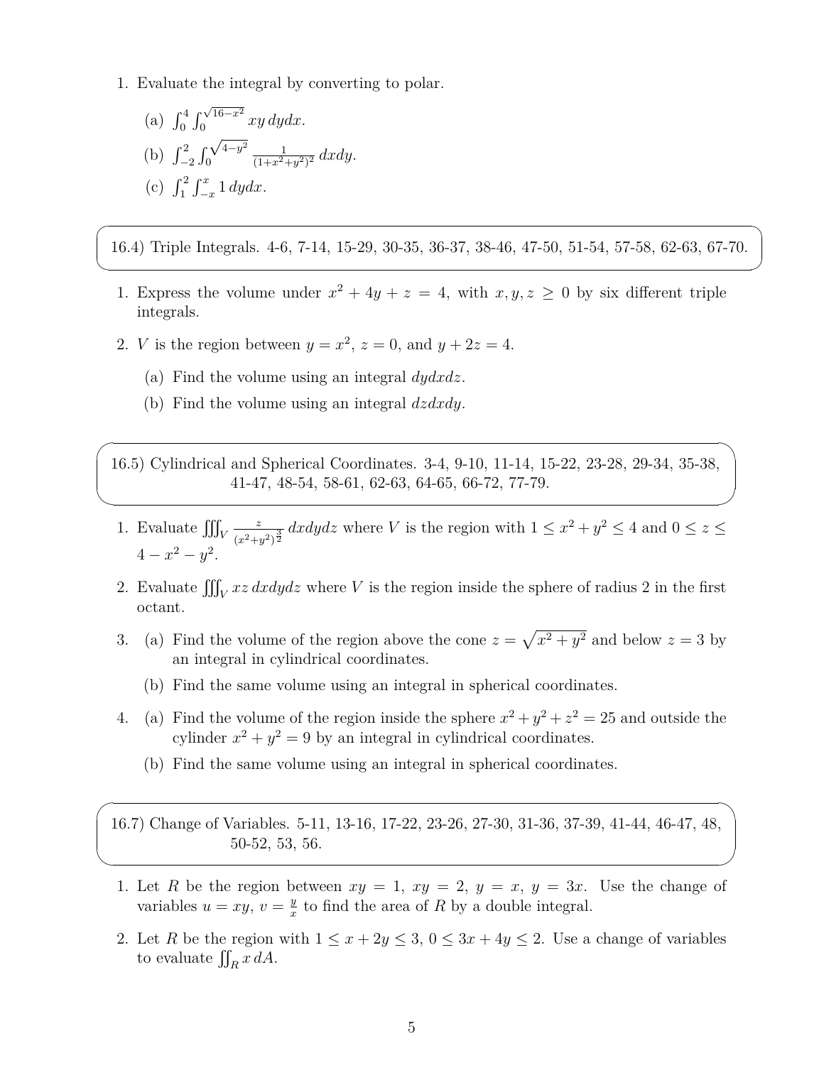1. Evaluate the integral by converting to polar.

   (a) $\int_0^4 \int_0^{\sqrt{16-x^2}} xy \, dydx$.

   (b) $\int_{-2}^2 \int_0^{\sqrt{4-y^2}} \frac{1}{(1+x^2+y^2)^2} \, dxdy$.

   (c) $\int_1^2 \int_{-x}^x 1 \, dydx$.

**16.4) Triple Integrals. 4-6, 7-14, 15-29, 30-35, 36-37, 38-46, 47-50, 51-54, 57-58, 62-63, 67-70.**

1. Express the volume under $x^2 + 4y + z = 4$, with $x, y, z \geq 0$ by six different triple integrals.

2. $V$ is the region between $y = x^2$, $z = 0$, and $y + 2z = 4$.

   (a) Find the volume using an integral $dydxdz$.

   (b) Find the volume using an integral $dzdxdy$.

**16.5) Cylindrical and Spherical Coordinates. 3-4, 9-10, 11-14, 15-22, 23-28, 29-34, 35-38, 41-47, 48-54, 58-61, 62-63, 64-65, 66-72, 77-79.**

1. Evaluate $\iiint_V \frac{z}{(x^2+y^2)^{\frac{3}{2}}} \, dxdydz$ where $V$ is the region with $1 \leq x^2 + y^2 \leq 4$ and $0 \leq z \leq 4 - x^2 - y^2$.

2. Evaluate $\iiint_V xz \, dxdydz$ where $V$ is the region inside the sphere of radius 2 in the first octant.

3. (a) Find the volume of the region above the cone $z = \sqrt{x^2 + y^2}$ and below $z = 3$ by an integral in cylindrical coordinates.

   (b) Find the same volume using an integral in spherical coordinates.

4. (a) Find the volume of the region inside the sphere $x^2 + y^2 + z^2 = 25$ and outside the cylinder $x^2 + y^2 = 9$ by an integral in cylindrical coordinates.

   (b) Find the same volume using an integral in spherical coordinates.

**16.7) Change of Variables. 5-11, 13-16, 17-22, 23-26, 27-30, 31-36, 37-39, 41-44, 46-47, 48, 50-52, 53, 56.**

1. Let $R$ be the region between $xy = 1$, $xy = 2$, $y = x$, $y = 3x$. Use the change of variables $u = xy$, $v = \frac{y}{x}$ to find the area of $R$ by a double integral.

2. Let $R$ be the region with $1 \leq x + 2y \leq 3$, $0 \leq 3x + 4y \leq 2$. Use a change of variables to evaluate $\iint_R x \, dA$.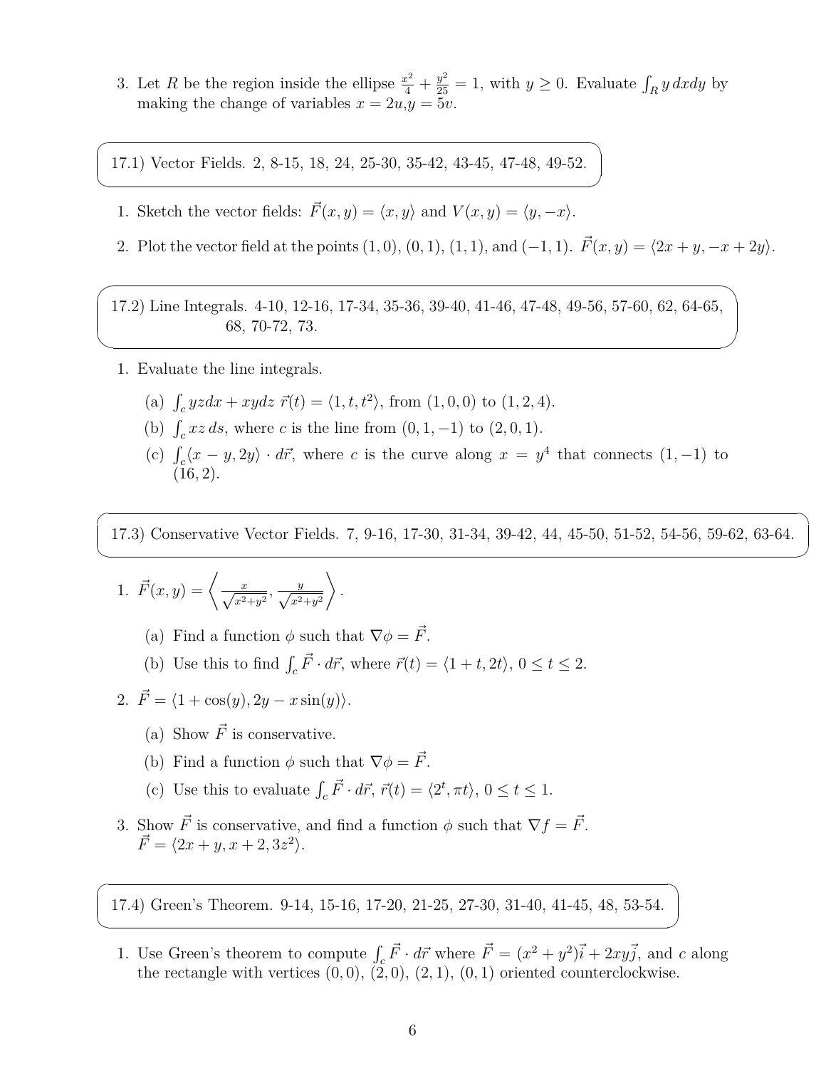3. Let $R$ be the region inside the ellipse $\frac{x^2}{4} + \frac{y^2}{25} = 1$, with $y \geq 0$. Evaluate $\int_R y\, dxdy$ by making the change of variables $x = 2u, y = 5v$.

17.1) Vector Fields. 2, 8-15, 18, 24, 25-30, 35-42, 43-45, 47-48, 49-52.

1. Sketch the vector fields: $\vec{F}(x, y) = \langle x, y \rangle$ and $V(x, y) = \langle y, -x \rangle$.
2. Plot the vector field at the points $(1, 0)$, $(0, 1)$, $(1, 1)$, and $(-1, 1)$. $\vec{F}(x, y) = \langle 2x + y, -x + 2y \rangle$.

17.2) Line Integrals. 4-10, 12-16, 17-34, 35-36, 39-40, 41-46, 47-48, 49-56, 57-60, 62, 64-65, 68, 70-72, 73.

1. Evaluate the line integrals.

   (a) $\int_c yzdx + xydz$ $\vec{r}(t) = \langle 1, t, t^2 \rangle$, from $(1, 0, 0)$ to $(1, 2, 4)$.

   (b) $\int_c xz\, ds$, where $c$ is the line from $(0, 1, -1)$ to $(2, 0, 1)$.

   (c) $\int_c \langle x - y, 2y \rangle \cdot d\vec{r}$, where $c$ is the curve along $x = y^4$ that connects $(1, -1)$ to $(16, 2)$.

17.3) Conservative Vector Fields. 7, 9-16, 17-30, 31-34, 39-42, 44, 45-50, 51-52, 54-56, 59-62, 63-64.

1. $\vec{F}(x, y) = \left\langle \frac{x}{\sqrt{x^2+y^2}}, \frac{y}{\sqrt{x^2+y^2}} \right\rangle$.

   (a) Find a function $\phi$ such that $\nabla \phi = \vec{F}$.

   (b) Use this to find $\int_c \vec{F} \cdot d\vec{r}$, where $\vec{r}(t) = \langle 1 + t, 2t \rangle$, $0 \leq t \leq 2$.

2. $\vec{F} = \langle 1 + \cos(y), 2y - x\sin(y) \rangle$.

   (a) Show $\vec{F}$ is conservative.

   (b) Find a function $\phi$ such that $\nabla \phi = \vec{F}$.

   (c) Use this to evaluate $\int_c \vec{F} \cdot d\vec{r}$, $\vec{r}(t) = \langle 2^t, \pi t \rangle$, $0 \leq t \leq 1$.

3. Show $\vec{F}$ is conservative, and find a function $\phi$ such that $\nabla f = \vec{F}$.
   $\vec{F} = \langle 2x + y, x + 2, 3z^2 \rangle$.

17.4) Green's Theorem. 9-14, 15-16, 17-20, 21-25, 27-30, 31-40, 41-45, 48, 53-54.

1. Use Green's theorem to compute $\int_c \vec{F} \cdot d\vec{r}$ where $\vec{F} = (x^2 + y^2)\vec{i} + 2xy\vec{j}$, and $c$ along the rectangle with vertices $(0, 0)$, $(2, 0)$, $(2, 1)$, $(0, 1)$ oriented counterclockwise.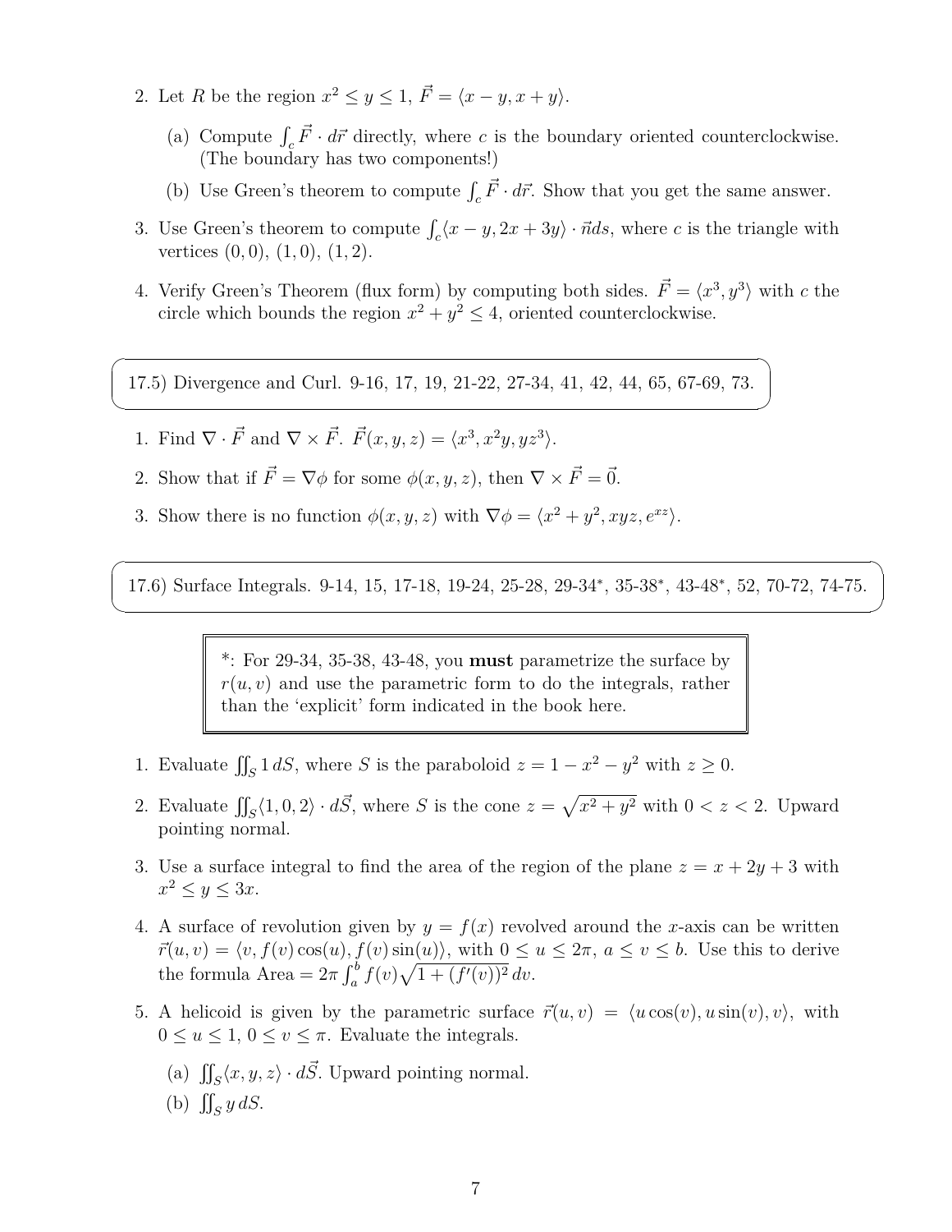2. Let $R$ be the region $x^2 \leq y \leq 1$, $\vec{F} = \langle x - y, x + y \rangle$.

   (a) Compute $\int_c \vec{F} \cdot d\vec{r}$ directly, where $c$ is the boundary oriented counterclockwise. (The boundary has two components!)

   (b) Use Green's theorem to compute $\int_c \vec{F} \cdot d\vec{r}$. Show that you get the same answer.

3. Use Green's theorem to compute $\int_c \langle x - y, 2x + 3y \rangle \cdot \vec{n} ds$, where $c$ is the triangle with vertices $(0, 0)$, $(1, 0)$, $(1, 2)$.

4. Verify Green's Theorem (flux form) by computing both sides. $\vec{F} = \langle x^3, y^3 \rangle$ with $c$ the circle which bounds the region $x^2 + y^2 \leq 4$, oriented counterclockwise.

17.5) Divergence and Curl. 9-16, 17, 19, 21-22, 27-34, 41, 42, 44, 65, 67-69, 73.

1. Find $\nabla \cdot \vec{F}$ and $\nabla \times \vec{F}$. $\vec{F}(x, y, z) = \langle x^3, x^2 y, yz^3 \rangle$.

2. Show that if $\vec{F} = \nabla \phi$ for some $\phi(x, y, z)$, then $\nabla \times \vec{F} = \vec{0}$.

3. Show there is no function $\phi(x, y, z)$ with $\nabla \phi = \langle x^2 + y^2, xyz, e^{xz} \rangle$.

17.6) Surface Integrals. 9-14, 15, 17-18, 19-24, 25-28, 29-34*, 35-38*, 43-48*, 52, 70-72, 74-75.

*: For 29-34, 35-38, 43-48, you **must** parametrize the surface by $r(u, v)$ and use the parametric form to do the integrals, rather than the 'explicit' form indicated in the book here.

1. Evaluate $\iint_S 1 \, dS$, where $S$ is the paraboloid $z = 1 - x^2 - y^2$ with $z \geq 0$.

2. Evaluate $\iint_S \langle 1, 0, 2 \rangle \cdot d\vec{S}$, where $S$ is the cone $z = \sqrt{x^2 + y^2}$ with $0 < z < 2$. Upward pointing normal.

3. Use a surface integral to find the area of the region of the plane $z = x + 2y + 3$ with $x^2 \leq y \leq 3x$.

4. A surface of revolution given by $y = f(x)$ revolved around the $x$-axis can be written $\vec{r}(u, v) = \langle v, f(v)\cos(u), f(v)\sin(u) \rangle$, with $0 \leq u \leq 2\pi$, $a \leq v \leq b$. Use this to derive the formula Area $= 2\pi \int_a^b f(v)\sqrt{1 + (f'(v))^2} \, dv$.

5. A helicoid is given by the parametric surface $\vec{r}(u, v) = \langle u\cos(v), u\sin(v), v \rangle$, with $0 \leq u \leq 1$, $0 \leq v \leq \pi$. Evaluate the integrals.

   (a) $\iint_S \langle x, y, z \rangle \cdot d\vec{S}$. Upward pointing normal.

   (b) $\iint_S y \, dS$.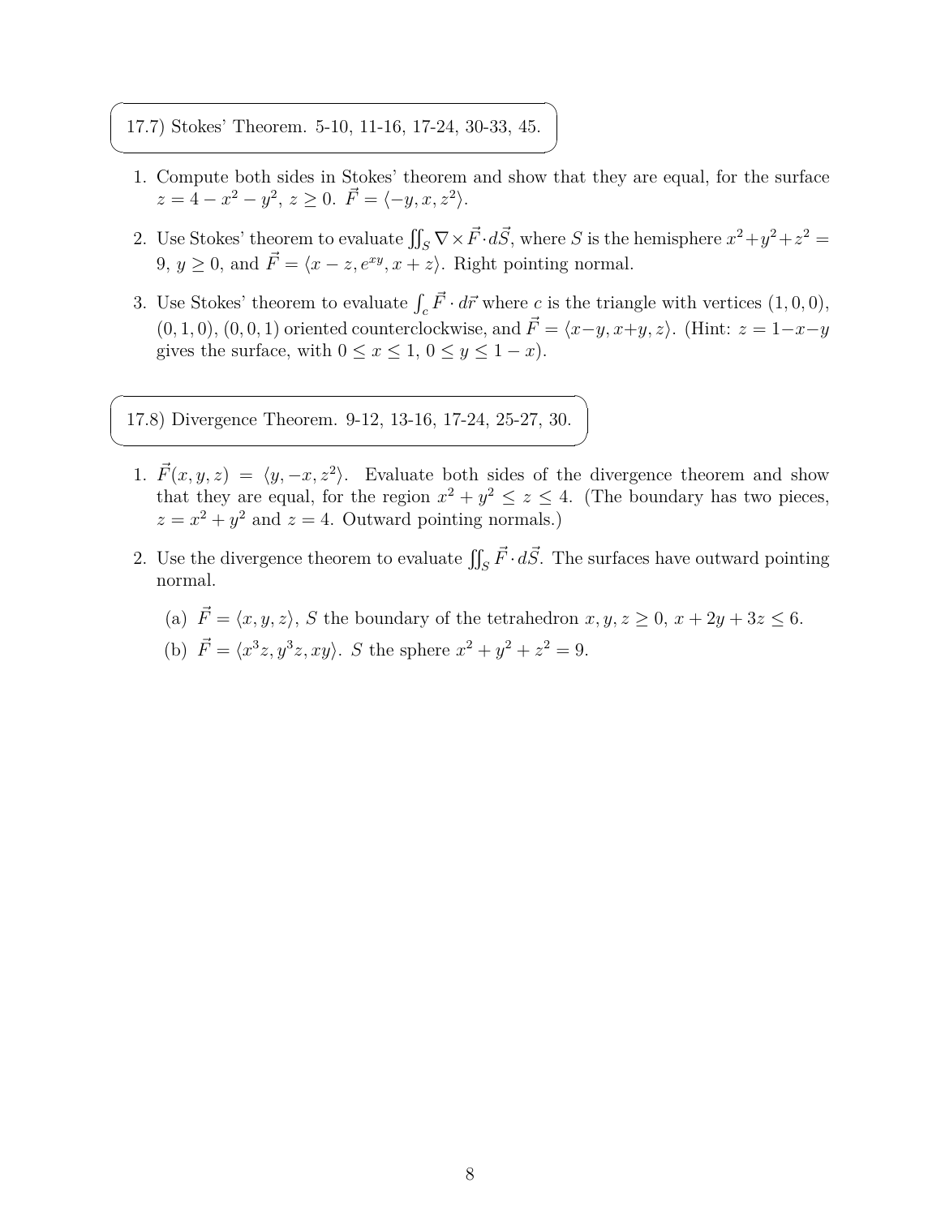17.7) Stokes' Theorem. 5-10, 11-16, 17-24, 30-33, 45.

1. Compute both sides in Stokes' theorem and show that they are equal, for the surface $z = 4 - x^2 - y^2$, $z \geq 0$. $\vec{F} = \langle -y, x, z^2 \rangle$.

2. Use Stokes' theorem to evaluate $\iint_S \nabla \times \vec{F} \cdot d\vec{S}$, where $S$ is the hemisphere $x^2 + y^2 + z^2 = 9$, $y \geq 0$, and $\vec{F} = \langle x - z, e^{xy}, x + z \rangle$. Right pointing normal.

3. Use Stokes' theorem to evaluate $\int_c \vec{F} \cdot d\vec{r}$ where $c$ is the triangle with vertices $(1, 0, 0)$, $(0, 1, 0)$, $(0, 0, 1)$ oriented counterclockwise, and $\vec{F} = \langle x - y, x + y, z \rangle$. (Hint: $z = 1 - x - y$ gives the surface, with $0 \leq x \leq 1$, $0 \leq y \leq 1 - x$).

17.8) Divergence Theorem. 9-12, 13-16, 17-24, 25-27, 30.

1. $\vec{F}(x, y, z) = \langle y, -x, z^2 \rangle$. Evaluate both sides of the divergence theorem and show that they are equal, for the region $x^2 + y^2 \leq z \leq 4$. (The boundary has two pieces, $z = x^2 + y^2$ and $z = 4$. Outward pointing normals.)

2. Use the divergence theorem to evaluate $\iint_S \vec{F} \cdot d\vec{S}$. The surfaces have outward pointing normal.

   (a) $\vec{F} = \langle x, y, z \rangle$, $S$ the boundary of the tetrahedron $x, y, z \geq 0$, $x + 2y + 3z \leq 6$.

   (b) $\vec{F} = \langle x^3 z, y^3 z, xy \rangle$. $S$ the sphere $x^2 + y^2 + z^2 = 9$.